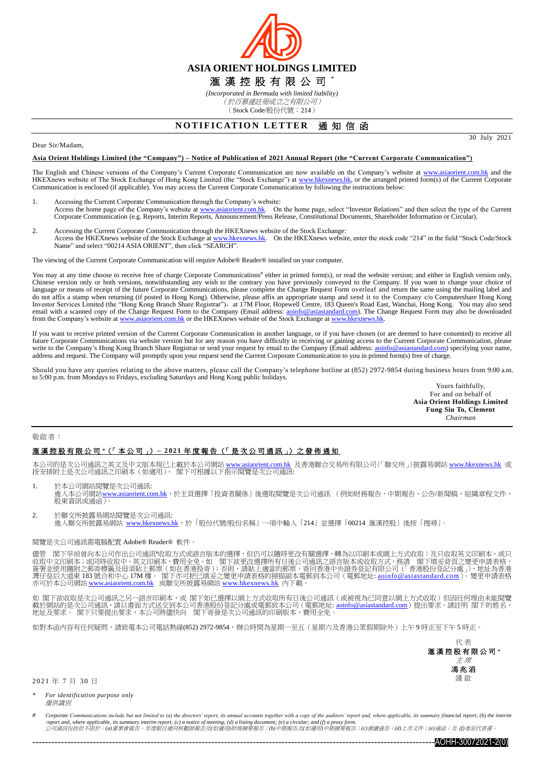# ASIA ORIENT HOLDINGS LIMITED

# 滙 漢 控 股 有 限 公 司 *

*(Incorporated in Bermuda with limited liability)*

*(於百慕達註冊成立之有限公司)*

(Stock Code/股份代號：214)

## NOTIFICATION LETTER 通 知 信 函

30 July 2021

Dear Sir/Madam,

**Asia Orient Holdings Limited (the "Company") – Notice of Publication of 2021 Annual Report (the "Current Corporate Communication")**

The English and Chinese versions of the Company's Current Corporate Communication are now available on the Company's website at www.asiaorient.com.hk and the HKEXnews website of The Stock Exchange of Hong Kong Limited (the "Stock Exchange") at www.hkexnews.hk, or the arranged printed form(s) of the Current Corporate Communication is enclosed (if applicable). You may access the Current Corporate Communication by following the instructions below:

1. Accessing the Current Corporate Communication through the Company's website:
   Access the home page of the Company's website at www.asiaorient.com.hk. On the home page, select "Investor Relations" and then select the type of the Current Corporate Communication (e.g. Reports, Interim Reports, Announcement/Press Release, Constitutional Documents, Shareholder Information or Circular).

2. Accessing the Current Corporate Communication through the HKEXnews website of the Stock Exchange:
   Access the HKEXnews website of the Stock Exchange at www.hkexnews.hk. On the HKEXnews website, enter the stock code "214" in the field "Stock Code/Stock Name" and select "00214 ASIA ORIENT", then click "SEARCH".

The viewing of the Current Corporate Communication will require Adobe® Reader® installed on your computer.

You may at any time choose to receive free of charge Corporate Communications# either in printed form(s), or read the website version; and either in English version only, Chinese version only or both versions, notwithstanding any wish to the contrary you have previously conveyed to the Company. If you want to change your choice of language or means of receipt of the future Corporate Communications, please complete the Change Request Form overleaf and return the same using the mailing label and do not affix a stamp when returning (if posted in Hong Kong). Otherwise, please affix an appropriate stamp and send it to the Company c/o Computershare Hong Kong Investor Services Limited (the "Hong Kong Branch Share Registrar"), at 17M Floor, Hopewell Centre, 183 Queen's Road East, Wanchai, Hong Kong. You may also send email with a scanned copy of the Change Request Form to the Company (Email address: aoinfo@asiastandard.com). The Change Request Form may also be downloaded from the Company's website at www.asiaorient.com.hk or the HKEXnews website of the Stock Exchange at www.hkexnews.hk.

If you want to receive printed version of the Current Corporate Communication in another language, or if you have chosen (or are deemed to have consented) to receive all future Corporate Communications via website version but for any reason you have difficulty in receiving or gaining access to the Current Corporate Communication, please write to the Company's Hong Kong Branch Share Registrar or send your request by email to the Company (Email address: aoinfo@asiastandard.com) specifying your name, address and request. The Company will promptly upon your request send the Current Corporate Communication to you in printed form(s) free of charge.

Should you have any queries relating to the above matters, please call the Company's telephone hotline at (852) 2972-9854 during business hours from 9:00 a.m. to 5:00 p.m. from Mondays to Fridays, excluding Saturdays and Hong Kong public holidays.

Yours faithfully,
For and on behalf of
**Asia Orient Holdings Limited**
**Fung Siu To, Clement**
*Chairman*

---

敬啟者：

**滙漢控股有限公司*（「本公司」）– 2021 年度報告（「是次公司通訊」）之發佈通知**

本公司的是次公司通訊之英文及中文版本現已上載於本公司網站 www.asiaorient.com.hk 及香港聯合交易所有限公司(「聯交所」)披露易網站 www.hkexnews.hk 或按安排附上是次公司通訊之印刷本（如適用）。 閣下可根據以下指示閱覽是次公司通訊:

1. 於本公司網站閱覽是次公司通訊:
   進入本公司網站www.asiaorient.com.hk，於主頁選擇「投資者關係」後選取閱覽是次公司通訊 （例如財務報告、中期報告、公告/新聞稿、組織章程文件、股東資訊或通函）。

2. 於聯交所披露易網站閱覽是次公司通訊:
   進入聯交所披露易網站 www.hkexnews.hk，於「股份代號/股份名稱」一項中輸入「214」並選擇「00214 滙漢控股」後按「搜尋」。

閱覽是次公司通訊需電腦配置 Adobe® Reader® 軟件。

儘管 閣下早前曾向本公司作出公司通訊#收取方式或語言版本的選擇，但仍可以隨時更改有關選擇，轉為以印刷本或網上方式收取；及只收取英文印刷本、或只收取中文印刷本；或同時收取中、英文印刷本，費用全免。如 閣下欲更改選擇所有日後公司通訊之語言版本或收取方式，務請 閣下填妥背頁之變更申請表格，簽署並使用隨附之郵寄標籤及毋須貼上郵票（如在香港投寄）；否則，請貼上適當的郵票，寄回香港中央證券登記有限公司（「香港股份登記分處」），地址為香港灣仔皇后大道東 183 號合和中心 17M 樓。 閣下亦可把已填妥之變更申請表格的掃描副本電郵到本公司（電郵地址: aoinfo@asiastandard.com）。變更申請表格亦可於本公司網站 www.asiaorient.com.hk 或聯交所披露易網站 www.hkexnews.hk 內下載。

如 閣下欲收取是次公司通訊之另一語言印刷本，或 閣下如已選擇以網上方式收取所有日後公司通訊（或被視為已同意以網上方式收取）但因任何理由未能閱覽載於網站的是次公司通訊，請以書面方式送交到本公司香港股份登記分處或電郵致本公司（電郵地址: aoinfo@asiastandard.com）提出要求。請註明 閣下的姓名，地址及要求。 閣下只要提出要求，本公司將儘快向 閣下寄發是次公司通訊的印刷版本，費用全免。

如對本函內容有任何疑問，請致電本公司電話熱線(852) 2972-9854，辦公時間為星期一至五（星期六及香港公眾假期除外）上午 9 時正至下午 5 時正。

代表
**滙漢控股有限公司***
*主席*
**馮兆滔**
謹啟

2021 年 7 月 30 日

\* *For identification purpose only*
*僅供識別*

\# *Corporate Communications include but not limited to (a) the directors' report, its annual accounts together with a copy of the auditors' report and, where applicable, its summary financial report; (b) the interim report and, where applicable, its summary interim report; (c) a notice of meeting; (d) a listing document; (e) a circular; and (f) a proxy form.*
*公司通訊包括但不限於：(a)董事會報告、年度賬目連同核數師報告及(如適用)財務摘要報告；(b)中期報告及(如適用)中期摘要報告；(c)會議通告；(d)上市文件；(e)通函；及 (f)委派代表書。*

AOHH-30072021-2(0)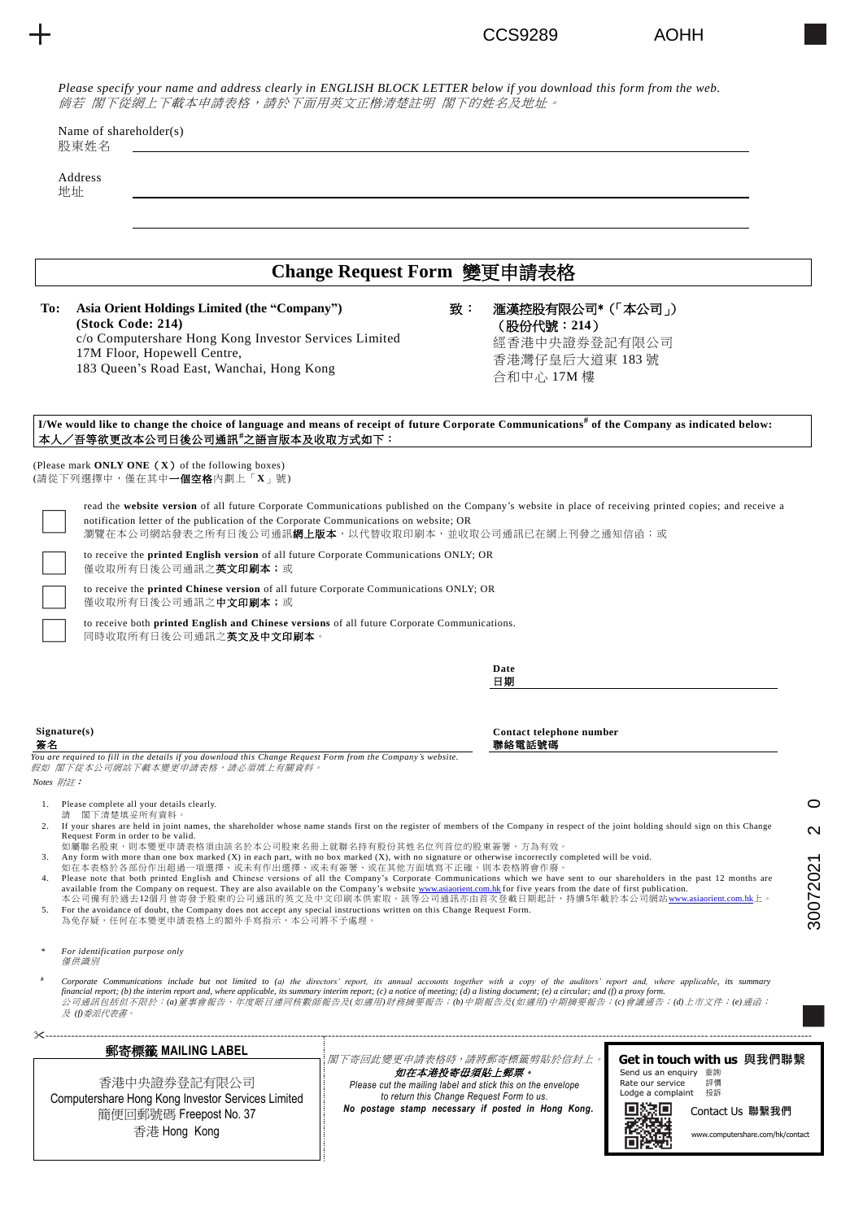CCS9289 AOHH

*Please specify your name and address clearly in ENGLISH BLOCK LETTER below if you download this form from the web.*
*倘若 閣下從網上下載本申請表格，請於下面用英文正楷清楚註明 閣下的姓名及地址。*

Name of shareholder(s)
股東姓名 ______________________________

Address
地址 ______________________________

______________________________

# Change Request Form 變更申請表格

**To: Asia Orient Holdings Limited (the "Company")**
**(Stock Code: 214)**
c/o Computershare Hong Kong Investor Services Limited
17M Floor, Hopewell Centre,
183 Queen's Road East, Wanchai, Hong Kong

**致： 滙漢控股有限公司*（「本公司」）**
**（股份代號：214）**
經香港中央證券登記有限公司
香港灣仔皇后大道東 183 號
合和中心 17M 樓

**I/We would like to change the choice of language and means of receipt of future Corporate Communications# of the Company as indicated below:**
**本人／吾等欲更改本公司日後公司通訊#之語言版本及收取方式如下：**

(Please mark **ONLY ONE**（**X**）of the following boxes)
(請從下列選擇中，僅在其中**一個空格**內劃上「**X**」號)

☐ read the **website version** of all future Corporate Communications published on the Company's website in place of receiving printed copies; and receive a notification letter of the publication of the Corporate Communications on website; OR
瀏覽在本公司網站發表之所有日後公司通訊**網上版本**，以代替收取印刷本，並收取公司通訊已在網上刊發之通知信函；或

☐ to receive the **printed English version** of all future Corporate Communications ONLY; OR
僅收取所有日後公司通訊之**英文印刷本**；或

☐ to receive the **printed Chinese version** of all future Corporate Communications ONLY; OR
僅收取所有日後公司通訊之**中文印刷本**；或

☐ to receive both **printed English and Chinese versions** of all future Corporate Communications.
同時收取所有日後公司通訊之**英文及中文印刷本**。

**Date**
**日期** ______________________________

**Signature(s)**
**簽名** ______________________________

**Contact telephone number**
**聯絡電話號碼** ______________________________

*You are required to fill in the details if you download this Change Request Form from the Company's website.*
*假如 閣下從本公司網站下載本變更申請表格，請必須填上有關資料。*

*Notes 附註：*

1. Please complete all your details clearly.
   請 閣下清楚填妥所有資料。
2. If your shares are held in joint names, the shareholder whose name stands first on the register of members of the Company in respect of the joint holding should sign on this Change Request Form in order to be valid.
   如屬聯名股東，則本變更申請表格須由該名於本公司股東名冊上就聯名持有股份其姓名位列首位的股東簽署，方為有效。
3. Any form with more than one box marked (X) in each part, with no box marked (X), with no signature or otherwise incorrectly completed will be void.
   如在本表格於各部份作出超過一項選擇、或未有作出選擇、或未有簽署、或在其他方面填寫不正確，則本表格將會作廢。
4. Please note that both printed English and Chinese versions of all the Company's Corporate Communications which we have sent to our shareholders in the past 12 months are available from the Company on request. They are also available on the Company's website www.asiaorient.com.hk for five years from the date of first publication.
   本公司備有於過去12個月曾寄發予股東的公司通訊的英文及中文印刷本供索取。該等公司通訊亦由首次登載日期起計，持續5年載於本公司網站www.asiaorient.com.hk上。
5. For the avoidance of doubt, the Company does not accept any special instructions written on this Change Request Form.
   為免存疑，任何在本變更申請表格上的額外手寫指示，本公司將不予處理。

\* *For identification purpose only*
*僅供識別*

\# *Corporate Communications include but not limited to (a) the directors' report, its annual accounts together with a copy of the auditors' report and, where applicable, its summary financial report; (b) the interim report and, where applicable, its summary interim report; (c) a notice of meeting; (d) a listing document; (e) a circular; and (f) a proxy form.*
*公司通訊包括但不限於：(a)董事會報告、年度賬目連同核數師報告及(如適用)財務摘要報告；(b)中期報告及(如適用)中期摘要報告；(c)會議通告；(d)上市文件；(e)通函；及 (f)委派代表書。*

**郵寄標籤 MAILING LABEL**

香港中央證券登記有限公司
Computershare Hong Kong Investor Services Limited
簡便回郵號碼 Freepost No. 37
香港 Hong Kong

*閣下寄回此變更申請表格時，請將郵寄標籤剪貼於信封上。*
***如在本港投寄毋須貼上郵票。***
*Please cut the mailing label and stick this on the envelope to return this Change Request Form to us.*
***No postage stamp necessary if posted in Hong Kong.***

**Get in touch with us 與我們聯繫**
Send us an enquiry 查詢
Rate our service 評價
Lodge a complaint 投訴
Contact Us 聯繫我們
www.computershare.com/hk/contact

30072021 2 0